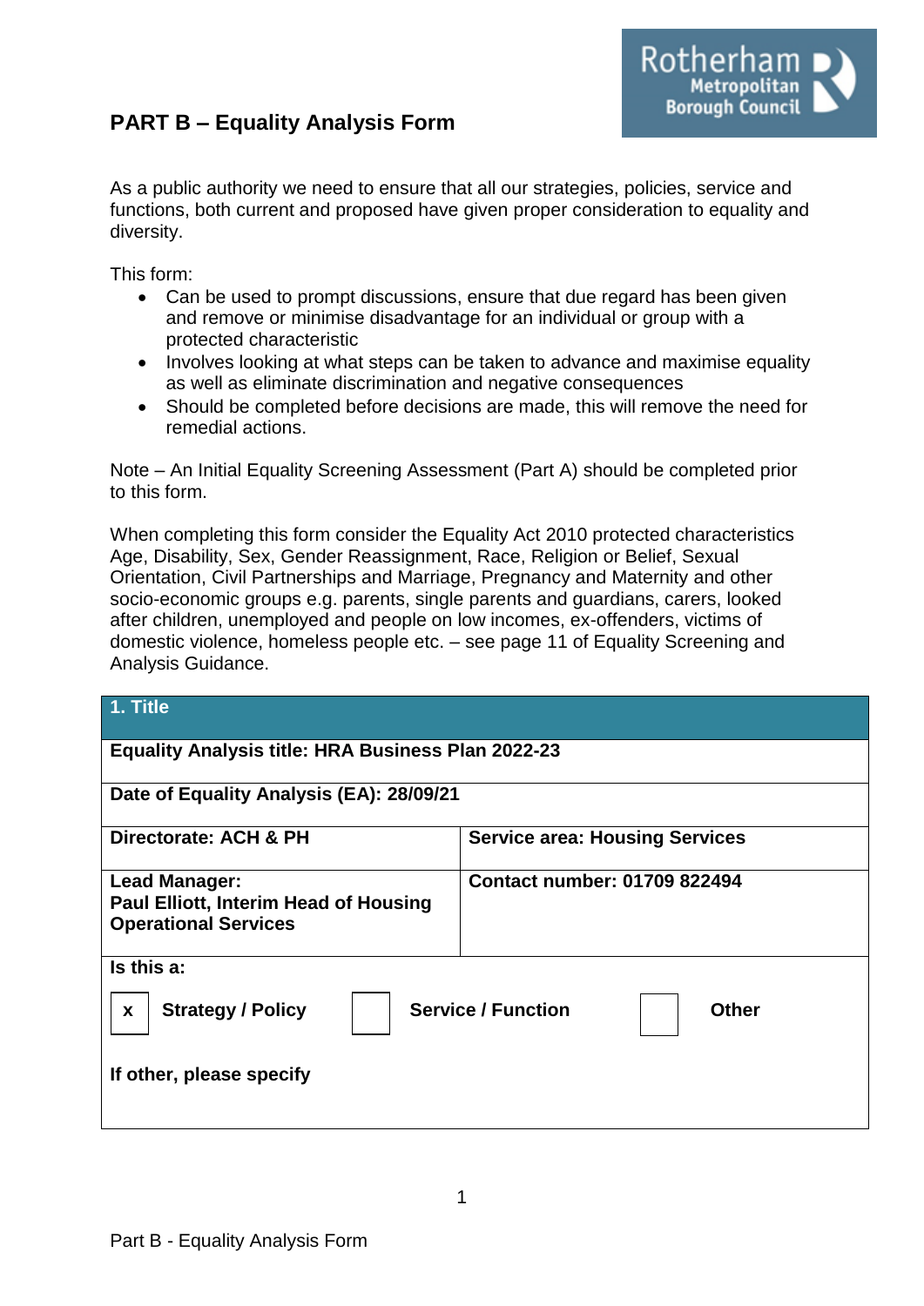# PART B – Equality Analysis Form

As a public authority we need to ensure that all our strategies, policies, service and functions, both current and proposed have given proper consideration to equality and diversity.

This form:

- Can be used to prompt discussions, ensure that due regard has been given and remove or minimise disadvantage for an individual or group with a protected characteristic
- Involves looking at what steps can be taken to advance and maximise equality as well as eliminate discrimination and negative consequences
- Should be completed before decisions are made, this will remove the need for remedial actions.

Note – An Initial Equality Screening Assessment (Part A) should be completed prior to this form.

When completing this form consider the Equality Act 2010 protected characteristics Age, Disability, Sex, Gender Reassignment, Race, Religion or Belief, Sexual Orientation, Civil Partnerships and Marriage, Pregnancy and Maternity and other socio-economic groups e.g. parents, single parents and guardians, carers, looked after children, unemployed and people on low incomes, ex-offenders, victims of domestic violence, homeless people etc. – see page 11 of Equality Screening and Analysis Guidance.

| **1. Title** | |
|---|---|
| **Equality Analysis title: HRA Business Plan 2022-23** | |
| **Date of Equality Analysis (EA): 28/09/21** | |
| **Directorate: ACH & PH** | **Service area: Housing Services** |
| **Lead Manager:** **Paul Elliott, Interim Head of Housing Operational Services** | **Contact number: 01709 822494** |
| **Is this a:** [x] **Strategy / Policy** [ ] **Service / Function** [ ] **Other** | |
| **If other, please specify** | |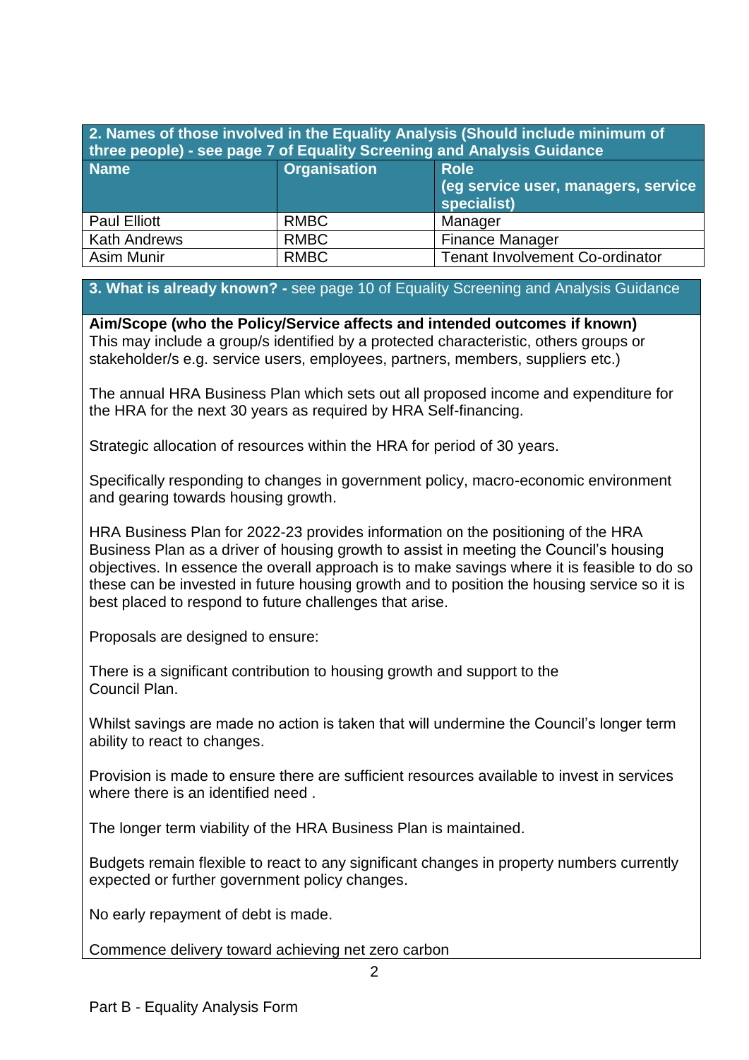| 2. Names of those involved in the Equality Analysis (Should include minimum of three people) - see page 7 of Equality Screening and Analysis Guidance | | |
|---|---|---|
| **Name** | **Organisation** | **Role (eg service user, managers, service specialist)** |
| Paul Elliott | RMBC | Manager |
| Kath Andrews | RMBC | Finance Manager |
| Asim Munir | RMBC | Tenant Involvement Co-ordinator |

**3. What is already known? -** see page 10 of Equality Screening and Analysis Guidance

**Aim/Scope (who the Policy/Service affects and intended outcomes if known)**
This may include a group/s identified by a protected characteristic, others groups or stakeholder/s e.g. service users, employees, partners, members, suppliers etc.)

The annual HRA Business Plan which sets out all proposed income and expenditure for the HRA for the next 30 years as required by HRA Self-financing.

Strategic allocation of resources within the HRA for period of 30 years.

Specifically responding to changes in government policy, macro-economic environment and gearing towards housing growth.

HRA Business Plan for 2022-23 provides information on the positioning of the HRA Business Plan as a driver of housing growth to assist in meeting the Council's housing objectives. In essence the overall approach is to make savings where it is feasible to do so these can be invested in future housing growth and to position the housing service so it is best placed to respond to future challenges that arise.

Proposals are designed to ensure:

There is a significant contribution to housing growth and support to the Council Plan.

Whilst savings are made no action is taken that will undermine the Council's longer term ability to react to changes.

Provision is made to ensure there are sufficient resources available to invest in services where there is an identified need .

The longer term viability of the HRA Business Plan is maintained.

Budgets remain flexible to react to any significant changes in property numbers currently expected or further government policy changes.

No early repayment of debt is made.

Commence delivery toward achieving net zero carbon

Part B - Equality Analysis Form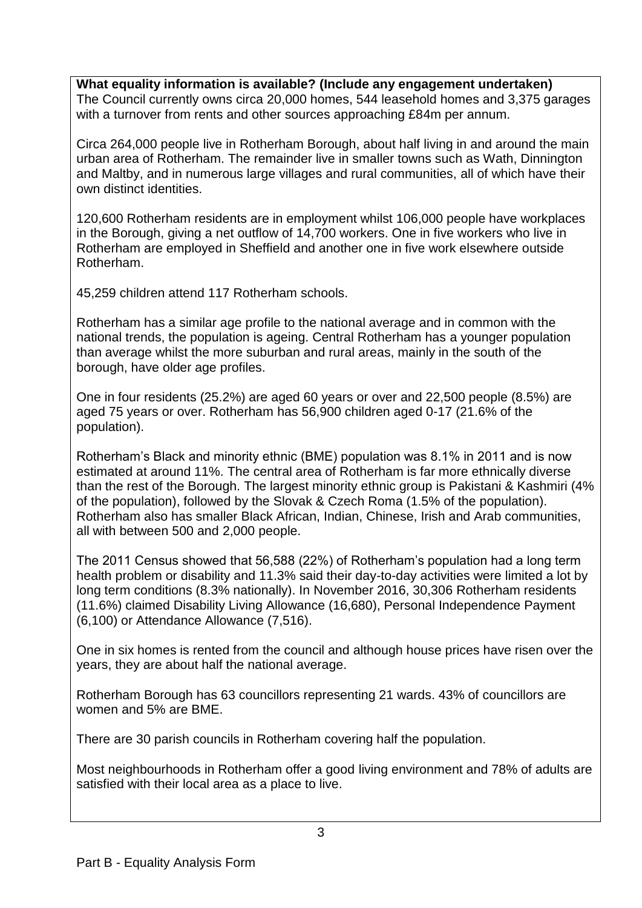**What equality information is available? (Include any engagement undertaken)**
The Council currently owns circa 20,000 homes, 544 leasehold homes and 3,375 garages with a turnover from rents and other sources approaching £84m per annum.

Circa 264,000 people live in Rotherham Borough, about half living in and around the main urban area of Rotherham. The remainder live in smaller towns such as Wath, Dinnington and Maltby, and in numerous large villages and rural communities, all of which have their own distinct identities.

120,600 Rotherham residents are in employment whilst 106,000 people have workplaces in the Borough, giving a net outflow of 14,700 workers. One in five workers who live in Rotherham are employed in Sheffield and another one in five work elsewhere outside Rotherham.

45,259 children attend 117 Rotherham schools.

Rotherham has a similar age profile to the national average and in common with the national trends, the population is ageing. Central Rotherham has a younger population than average whilst the more suburban and rural areas, mainly in the south of the borough, have older age profiles.

One in four residents (25.2%) are aged 60 years or over and 22,500 people (8.5%) are aged 75 years or over. Rotherham has 56,900 children aged 0-17 (21.6% of the population).

Rotherham's Black and minority ethnic (BME) population was 8.1% in 2011 and is now estimated at around 11%. The central area of Rotherham is far more ethnically diverse than the rest of the Borough. The largest minority ethnic group is Pakistani & Kashmiri (4% of the population), followed by the Slovak & Czech Roma (1.5% of the population). Rotherham also has smaller Black African, Indian, Chinese, Irish and Arab communities, all with between 500 and 2,000 people.

The 2011 Census showed that 56,588 (22%) of Rotherham's population had a long term health problem or disability and 11.3% said their day-to-day activities were limited a lot by long term conditions (8.3% nationally). In November 2016, 30,306 Rotherham residents (11.6%) claimed Disability Living Allowance (16,680), Personal Independence Payment (6,100) or Attendance Allowance (7,516).

One in six homes is rented from the council and although house prices have risen over the years, they are about half the national average.

Rotherham Borough has 63 councillors representing 21 wards. 43% of councillors are women and 5% are BME.

There are 30 parish councils in Rotherham covering half the population.

Most neighbourhoods in Rotherham offer a good living environment and 78% of adults are satisfied with their local area as a place to live.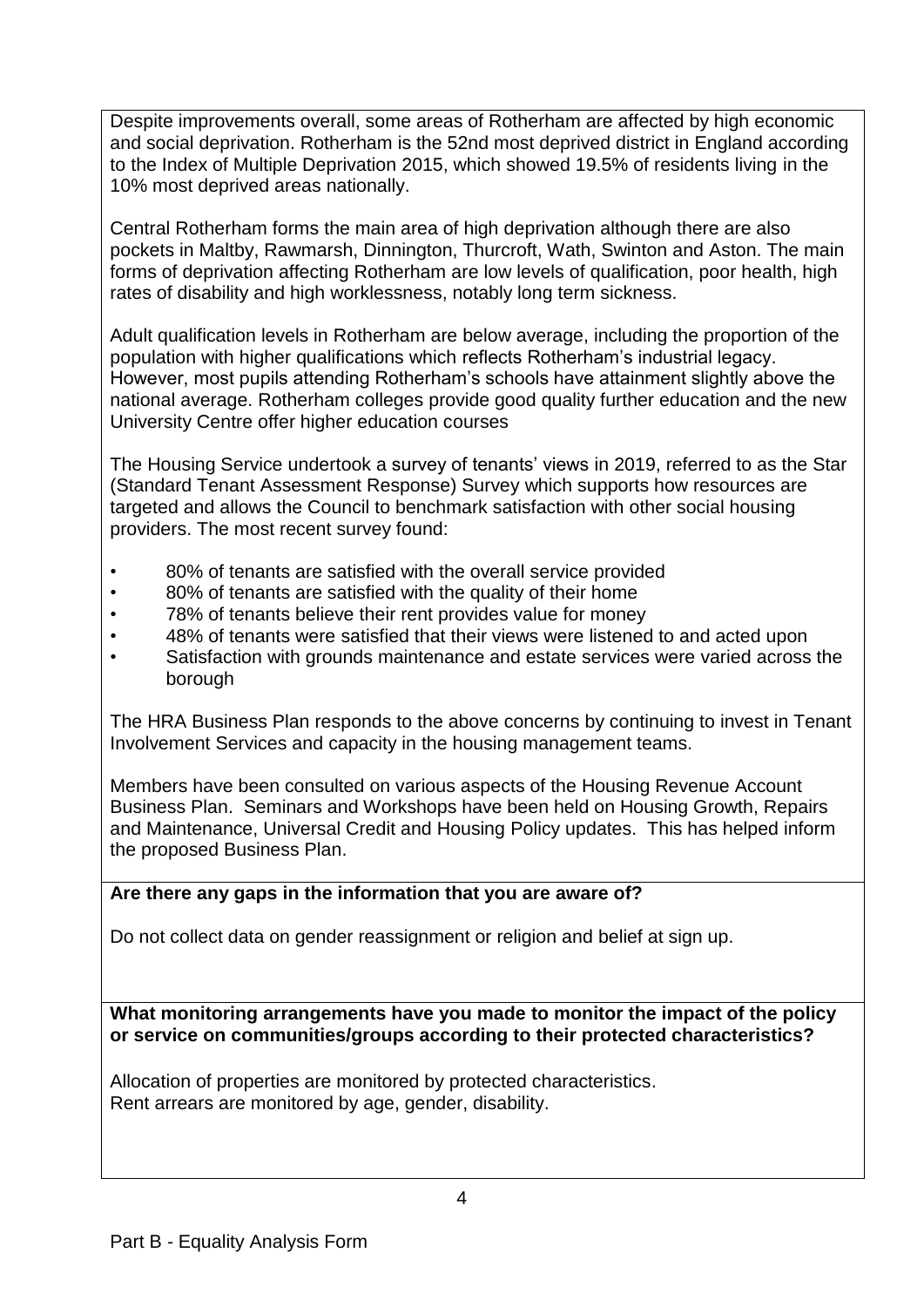Despite improvements overall, some areas of Rotherham are affected by high economic and social deprivation. Rotherham is the 52nd most deprived district in England according to the Index of Multiple Deprivation 2015, which showed 19.5% of residents living in the 10% most deprived areas nationally.

Central Rotherham forms the main area of high deprivation although there are also pockets in Maltby, Rawmarsh, Dinnington, Thurcroft, Wath, Swinton and Aston. The main forms of deprivation affecting Rotherham are low levels of qualification, poor health, high rates of disability and high worklessness, notably long term sickness.

Adult qualification levels in Rotherham are below average, including the proportion of the population with higher qualifications which reflects Rotherham's industrial legacy. However, most pupils attending Rotherham's schools have attainment slightly above the national average. Rotherham colleges provide good quality further education and the new University Centre offer higher education courses

The Housing Service undertook a survey of tenants' views in 2019, referred to as the Star (Standard Tenant Assessment Response) Survey which supports how resources are targeted and allows the Council to benchmark satisfaction with other social housing providers. The most recent survey found:

- 80% of tenants are satisfied with the overall service provided
- 80% of tenants are satisfied with the quality of their home
- 78% of tenants believe their rent provides value for money
- 48% of tenants were satisfied that their views were listened to and acted upon
- Satisfaction with grounds maintenance and estate services were varied across the borough

The HRA Business Plan responds to the above concerns by continuing to invest in Tenant Involvement Services and capacity in the housing management teams.

Members have been consulted on various aspects of the Housing Revenue Account Business Plan. Seminars and Workshops have been held on Housing Growth, Repairs and Maintenance, Universal Credit and Housing Policy updates. This has helped inform the proposed Business Plan.

**Are there any gaps in the information that you are aware of?**

Do not collect data on gender reassignment or religion and belief at sign up.

**What monitoring arrangements have you made to monitor the impact of the policy or service on communities/groups according to their protected characteristics?**

Allocation of properties are monitored by protected characteristics.
Rent arrears are monitored by age, gender, disability.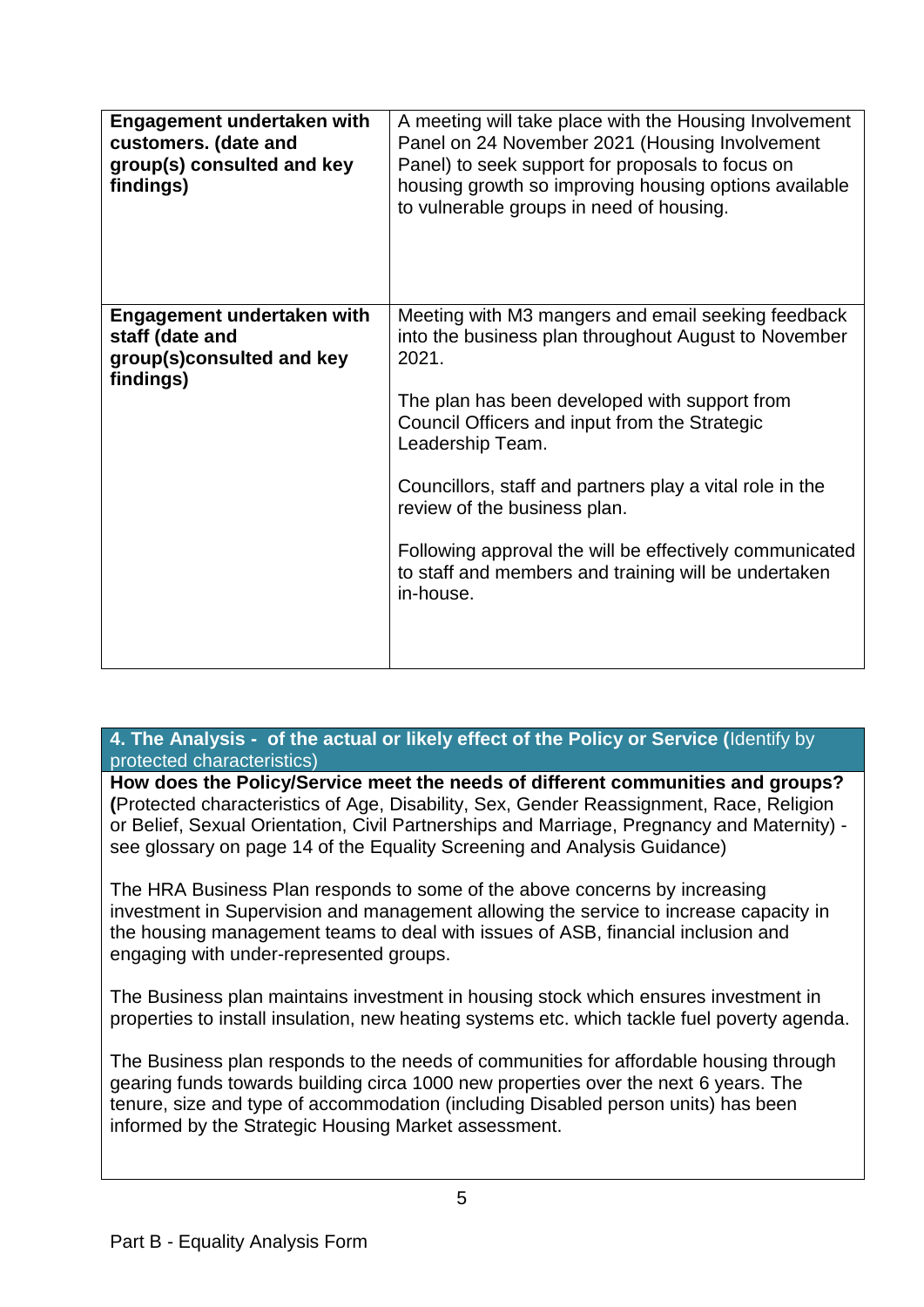| | |
|---|---|
| **Engagement undertaken with customers. (date and group(s) consulted and key findings)** | A meeting will take place with the Housing Involvement Panel on 24 November 2021 (Housing Involvement Panel) to seek support for proposals to focus on housing growth so improving housing options available to vulnerable groups in need of housing. |
| **Engagement undertaken with staff (date and group(s)consulted and key findings)** | Meeting with M3 mangers and email seeking feedback into the business plan throughout August to November 2021.<br><br>The plan has been developed with support from Council Officers and input from the Strategic Leadership Team.<br><br>Councillors, staff and partners play a vital role in the review of the business plan.<br><br>Following approval the will be effectively communicated to staff and members and training will be undertaken in-house. |

## 4. The Analysis - of the actual or likely effect of the Policy or Service (Identify by protected characteristics)

**How does the Policy/Service meet the needs of different communities and groups? (**Protected characteristics of Age, Disability, Sex, Gender Reassignment, Race, Religion or Belief, Sexual Orientation, Civil Partnerships and Marriage, Pregnancy and Maternity) - see glossary on page 14 of the Equality Screening and Analysis Guidance)

The HRA Business Plan responds to some of the above concerns by increasing investment in Supervision and management allowing the service to increase capacity in the housing management teams to deal with issues of ASB, financial inclusion and engaging with under-represented groups.

The Business plan maintains investment in housing stock which ensures investment in properties to install insulation, new heating systems etc. which tackle fuel poverty agenda.

The Business plan responds to the needs of communities for affordable housing through gearing funds towards building circa 1000 new properties over the next 6 years. The tenure, size and type of accommodation (including Disabled person units) has been informed by the Strategic Housing Market assessment.

Part B - Equality Analysis Form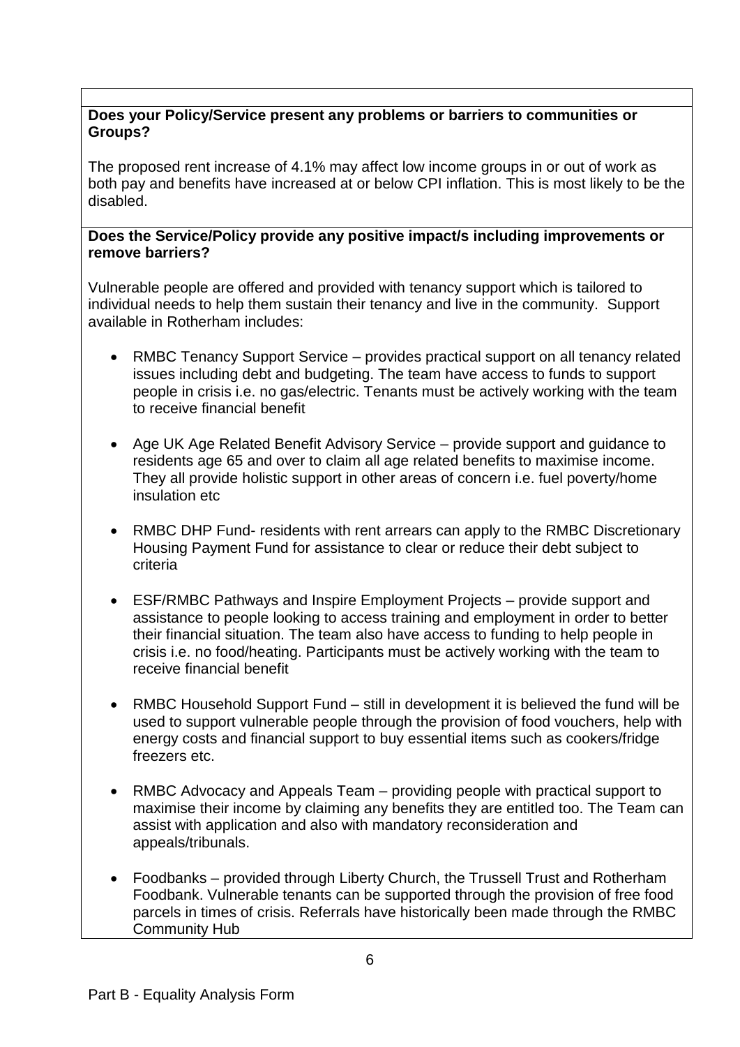**Does your Policy/Service present any problems or barriers to communities or Groups?**

The proposed rent increase of 4.1% may affect low income groups in or out of work as both pay and benefits have increased at or below CPI inflation. This is most likely to be the disabled.

**Does the Service/Policy provide any positive impact/s including improvements or remove barriers?**

Vulnerable people are offered and provided with tenancy support which is tailored to individual needs to help them sustain their tenancy and live in the community. Support available in Rotherham includes:

- RMBC Tenancy Support Service – provides practical support on all tenancy related issues including debt and budgeting. The team have access to funds to support people in crisis i.e. no gas/electric. Tenants must be actively working with the team to receive financial benefit

- Age UK Age Related Benefit Advisory Service – provide support and guidance to residents age 65 and over to claim all age related benefits to maximise income. They all provide holistic support in other areas of concern i.e. fuel poverty/home insulation etc

- RMBC DHP Fund- residents with rent arrears can apply to the RMBC Discretionary Housing Payment Fund for assistance to clear or reduce their debt subject to criteria

- ESF/RMBC Pathways and Inspire Employment Projects – provide support and assistance to people looking to access training and employment in order to better their financial situation. The team also have access to funding to help people in crisis i.e. no food/heating. Participants must be actively working with the team to receive financial benefit

- RMBC Household Support Fund – still in development it is believed the fund will be used to support vulnerable people through the provision of food vouchers, help with energy costs and financial support to buy essential items such as cookers/fridge freezers etc.

- RMBC Advocacy and Appeals Team – providing people with practical support to maximise their income by claiming any benefits they are entitled too. The Team can assist with application and also with mandatory reconsideration and appeals/tribunals.

- Foodbanks – provided through Liberty Church, the Trussell Trust and Rotherham Foodbank. Vulnerable tenants can be supported through the provision of free food parcels in times of crisis. Referrals have historically been made through the RMBC Community Hub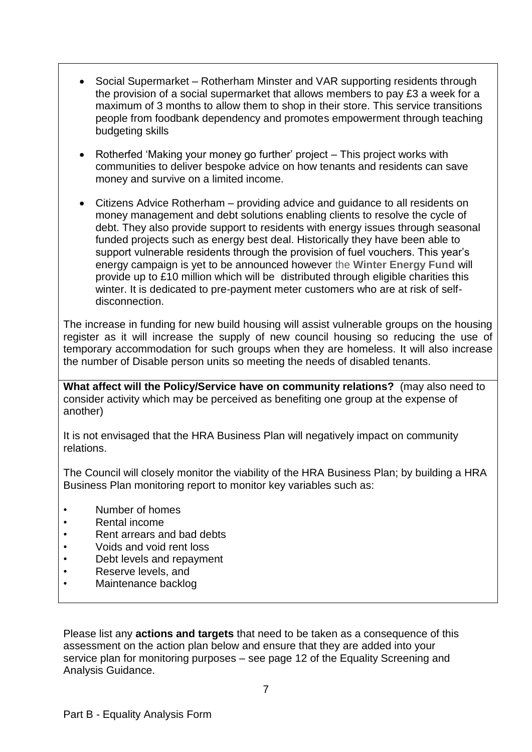- Social Supermarket – Rotherham Minster and VAR supporting residents through the provision of a social supermarket that allows members to pay £3 a week for a maximum of 3 months to allow them to shop in their store. This service transitions people from foodbank dependency and promotes empowerment through teaching budgeting skills

- Rotherfed 'Making your money go further' project – This project works with communities to deliver bespoke advice on how tenants and residents can save money and survive on a limited income.

- Citizens Advice Rotherham – providing advice and guidance to all residents on money management and debt solutions enabling clients to resolve the cycle of debt. They also provide support to residents with energy issues through seasonal funded projects such as energy best deal. Historically they have been able to support vulnerable residents through the provision of fuel vouchers. This year's energy campaign is yet to be announced however the **Winter Energy Fund** will provide up to £10 million which will be distributed through eligible charities this winter. It is dedicated to pre-payment meter customers who are at risk of self-disconnection.

The increase in funding for new build housing will assist vulnerable groups on the housing register as it will increase the supply of new council housing so reducing the use of temporary accommodation for such groups when they are homeless. It will also increase the number of Disable person units so meeting the needs of disabled tenants.

**What affect will the Policy/Service have on community relations?** (may also need to consider activity which may be perceived as benefiting one group at the expense of another)

It is not envisaged that the HRA Business Plan will negatively impact on community relations.

The Council will closely monitor the viability of the HRA Business Plan; by building a HRA Business Plan monitoring report to monitor key variables such as:

- Number of homes
- Rental income
- Rent arrears and bad debts
- Voids and void rent loss
- Debt levels and repayment
- Reserve levels, and
- Maintenance backlog

Please list any **actions and targets** that need to be taken as a consequence of this assessment on the action plan below and ensure that they are added into your service plan for monitoring purposes – see page 12 of the Equality Screening and Analysis Guidance.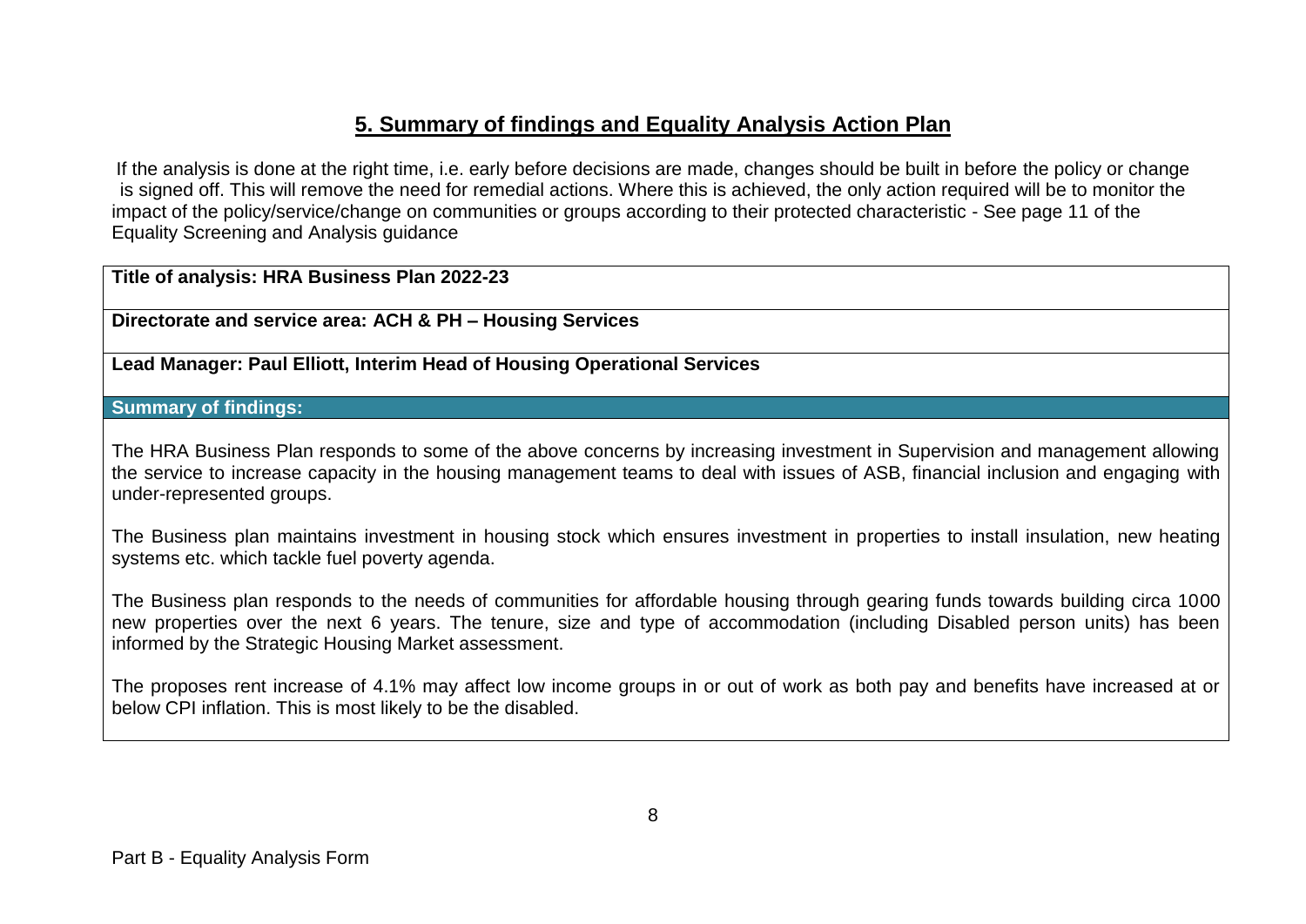## 5. Summary of findings and Equality Analysis Action Plan

If the analysis is done at the right time, i.e. early before decisions are made, changes should be built in before the policy or change is signed off. This will remove the need for remedial actions. Where this is achieved, the only action required will be to monitor the impact of the policy/service/change on communities or groups according to their protected characteristic - See page 11 of the Equality Screening and Analysis guidance

| **Title of analysis: HRA Business Plan 2022-23** |
| --- |
| **Directorate and service area: ACH & PH – Housing Services** |
| **Lead Manager: Paul Elliott, Interim Head of Housing Operational Services** |
| **Summary of findings:** |
| The HRA Business Plan responds to some of the above concerns by increasing investment in Supervision and management allowing the service to increase capacity in the housing management teams to deal with issues of ASB, financial inclusion and engaging with under-represented groups.<br><br>The Business plan maintains investment in housing stock which ensures investment in properties to install insulation, new heating systems etc. which tackle fuel poverty agenda.<br><br>The Business plan responds to the needs of communities for affordable housing through gearing funds towards building circa 1000 new properties over the next 6 years. The tenure, size and type of accommodation (including Disabled person units) has been informed by the Strategic Housing Market assessment.<br><br>The proposes rent increase of 4.1% may affect low income groups in or out of work as both pay and benefits have increased at or below CPI inflation. This is most likely to be the disabled. |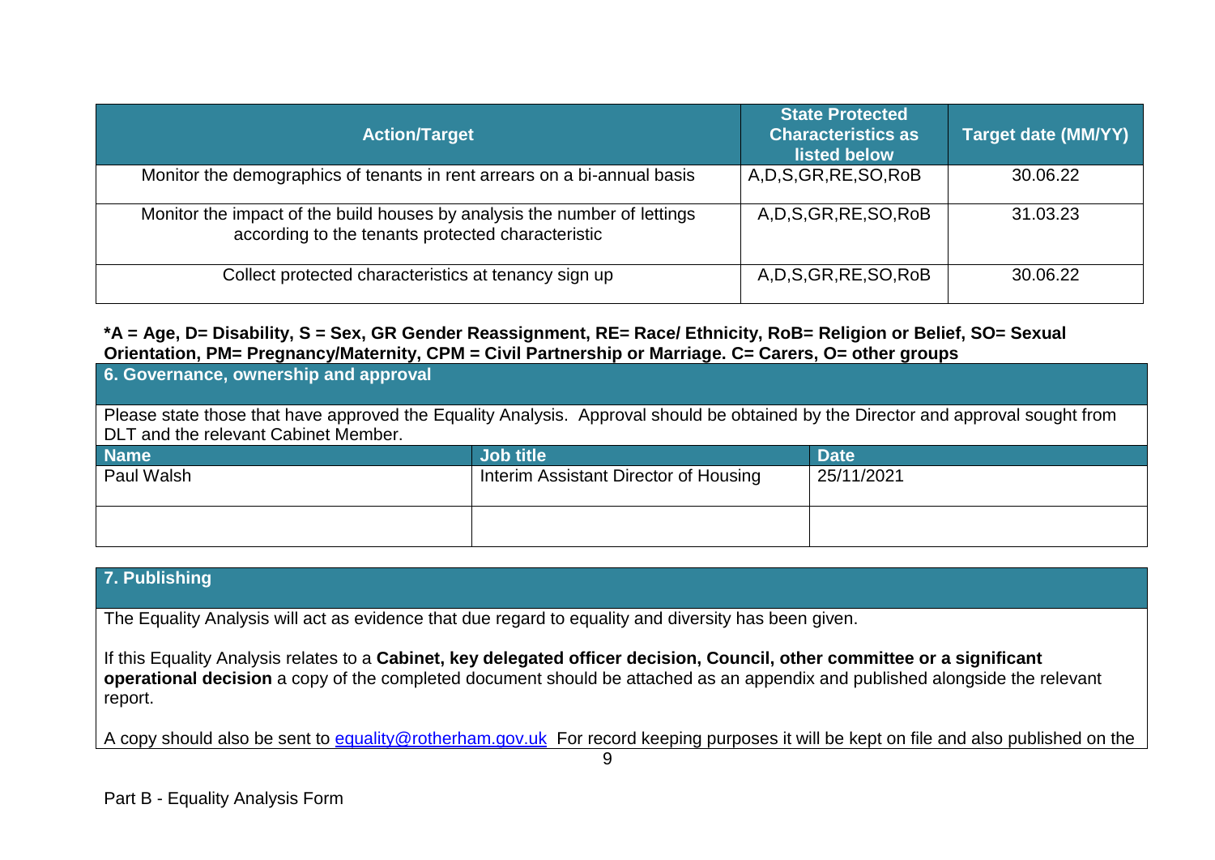| Action/Target | State Protected Characteristics as listed below | Target date (MM/YY) |
|---|---|---|
| Monitor the demographics of tenants in rent arrears on a bi-annual basis | A,D,S,GR,RE,SO,RoB | 30.06.22 |
| Monitor the impact of the build houses by analysis the number of lettings according to the tenants protected characteristic | A,D,S,GR,RE,SO,RoB | 31.03.23 |
| Collect protected characteristics at tenancy sign up | A,D,S,GR,RE,SO,RoB | 30.06.22 |

**\*A = Age, D= Disability, S = Sex, GR Gender Reassignment, RE= Race/ Ethnicity, RoB= Religion or Belief, SO= Sexual Orientation, PM= Pregnancy/Maternity, CPM = Civil Partnership or Marriage. C= Carers, O= other groups**

## 6. Governance, ownership and approval

Please state those that have approved the Equality Analysis. Approval should be obtained by the Director and approval sought from DLT and the relevant Cabinet Member.

| Name | Job title | Date |
|---|---|---|
| Paul Walsh | Interim Assistant Director of Housing | 25/11/2021 |
| | | |

## 7. Publishing

The Equality Analysis will act as evidence that due regard to equality and diversity has been given.

If this Equality Analysis relates to a **Cabinet, key delegated officer decision, Council, other committee or a significant operational decision** a copy of the completed document should be attached as an appendix and published alongside the relevant report.

A copy should also be sent to equality@rotherham.gov.uk For record keeping purposes it will be kept on file and also published on the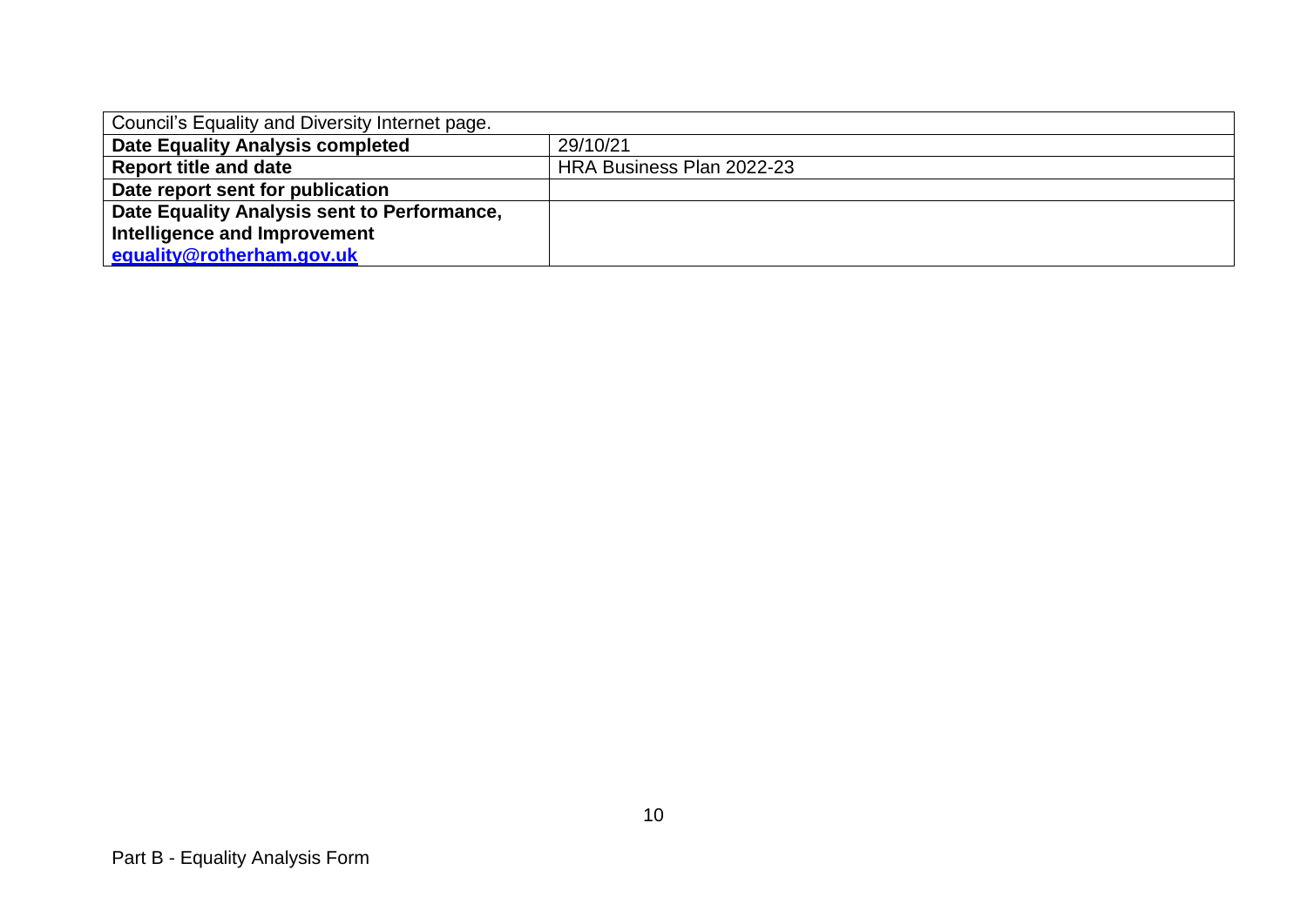| | |
|---|---|
| Council's Equality and Diversity Internet page. | |
| **Date Equality Analysis completed** | 29/10/21 |
| **Report title and date** | HRA Business Plan 2022-23 |
| **Date report sent for publication** | |
| **Date Equality Analysis sent to Performance, Intelligence and Improvement** **equality@rotherham.gov.uk** | |